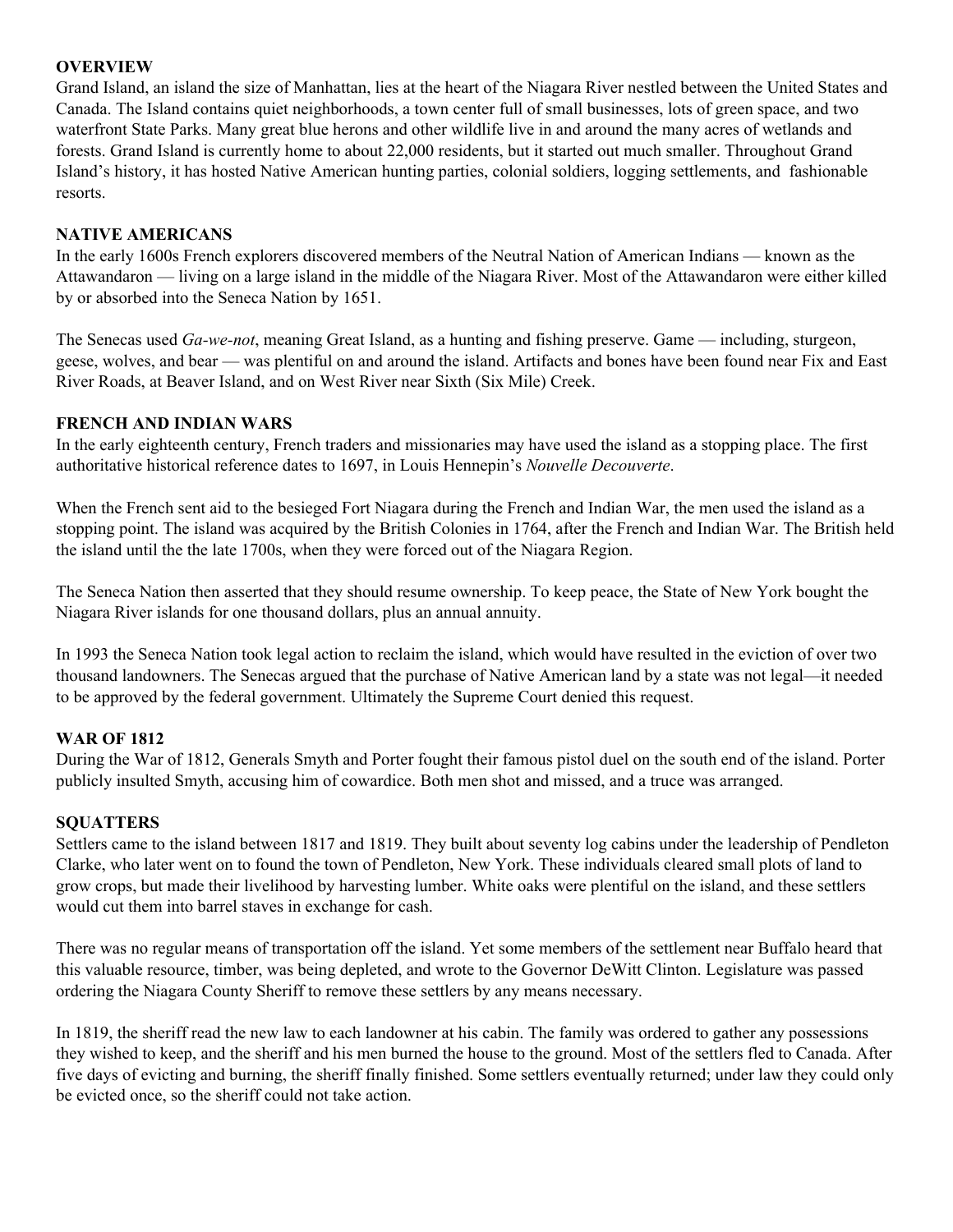## OVERVIEW

Grand Island, an island the size of Manhattan, lies at the heart of the Niagara River nestled between the United States and Canada. The Island contains quiet neighborhoods, a town center full of small businesses, lots of green space, and two waterfront State Parks. Many great blue herons and other wildlife live in and around the many acres of wetlands and forests. Grand Island is currently home to about 22,000 residents, but it started out much smaller. Throughout Grand Island's history, it has hosted Native American hunting parties, colonial soldiers, logging settlements, and fashionable resorts.

## NATIVE AMERICANS

In the early 1600s French explorers discovered members of the Neutral Nation of American Indians — known as the Attawandaron — living on a large island in the middle of the Niagara River. Most of the Attawandaron were either killed by or absorbed into the Seneca Nation by 1651.

The Senecas used *Ga-we-not*, meaning Great Island, as a hunting and fishing preserve. Game — including, sturgeon, geese, wolves, and bear — was plentiful on and around the island. Artifacts and bones have been found near Fix and East River Roads, at Beaver Island, and on West River near Sixth (Six Mile) Creek.

## FRENCH AND INDIAN WARS

In the early eighteenth century, French traders and missionaries may have used the island as a stopping place. The first authoritative historical reference dates to 1697, in Louis Hennepin's *Nouvelle Decouverte*.

When the French sent aid to the besieged Fort Niagara during the French and Indian War, the men used the island as a stopping point. The island was acquired by the British Colonies in 1764, after the French and Indian War. The British held the island until the the late 1700s, when they were forced out of the Niagara Region.

The Seneca Nation then asserted that they should resume ownership. To keep peace, the State of New York bought the Niagara River islands for one thousand dollars, plus an annual annuity.

In 1993 the Seneca Nation took legal action to reclaim the island, which would have resulted in the eviction of over two thousand landowners. The Senecas argued that the purchase of Native American land by a state was not legal—it needed to be approved by the federal government. Ultimately the Supreme Court denied this request.

## WAR OF 1812

During the War of 1812, Generals Smyth and Porter fought their famous pistol duel on the south end of the island. Porter publicly insulted Smyth, accusing him of cowardice. Both men shot and missed, and a truce was arranged.

## SQUATTERS

Settlers came to the island between 1817 and 1819. They built about seventy log cabins under the leadership of Pendleton Clarke, who later went on to found the town of Pendleton, New York. These individuals cleared small plots of land to grow crops, but made their livelihood by harvesting lumber. White oaks were plentiful on the island, and these settlers would cut them into barrel staves in exchange for cash.

There was no regular means of transportation off the island. Yet some members of the settlement near Buffalo heard that this valuable resource, timber, was being depleted, and wrote to the Governor DeWitt Clinton. Legislature was passed ordering the Niagara County Sheriff to remove these settlers by any means necessary.

In 1819, the sheriff read the new law to each landowner at his cabin. The family was ordered to gather any possessions they wished to keep, and the sheriff and his men burned the house to the ground. Most of the settlers fled to Canada. After five days of evicting and burning, the sheriff finally finished. Some settlers eventually returned; under law they could only be evicted once, so the sheriff could not take action.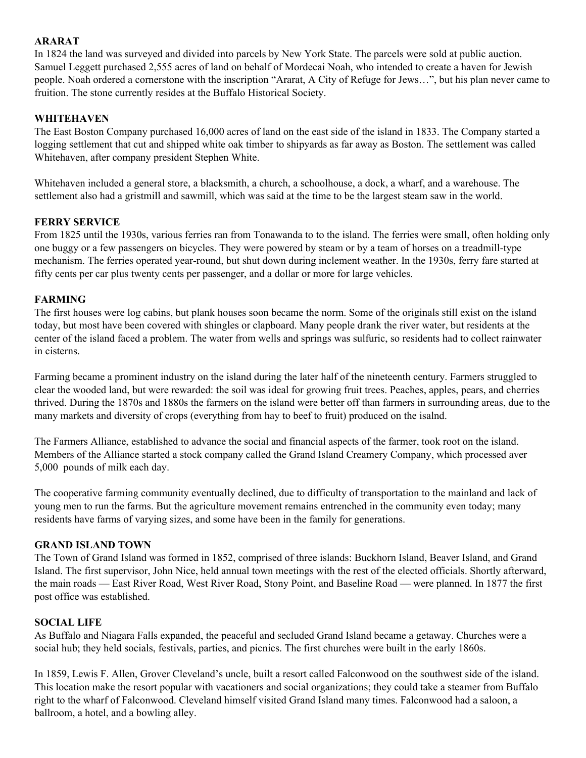**ARARAT**

In 1824 the land was surveyed and divided into parcels by New York State. The parcels were sold at public auction. Samuel Leggett purchased 2,555 acres of land on behalf of Mordecai Noah, who intended to create a haven for Jewish people. Noah ordered a cornerstone with the inscription "Ararat, A City of Refuge for Jews…", but his plan never came to fruition. The stone currently resides at the Buffalo Historical Society.

**WHITEHAVEN**

The East Boston Company purchased 16,000 acres of land on the east side of the island in 1833. The Company started a logging settlement that cut and shipped white oak timber to shipyards as far away as Boston. The settlement was called Whitehaven, after company president Stephen White.

Whitehaven included a general store, a blacksmith, a church, a schoolhouse, a dock, a wharf, and a warehouse. The settlement also had a gristmill and sawmill, which was said at the time to be the largest steam saw in the world.

**FERRY SERVICE**

From 1825 until the 1930s, various ferries ran from Tonawanda to to the island. The ferries were small, often holding only one buggy or a few passengers on bicycles. They were powered by steam or by a team of horses on a treadmill-type mechanism. The ferries operated year-round, but shut down during inclement weather. In the 1930s, ferry fare started at fifty cents per car plus twenty cents per passenger, and a dollar or more for large vehicles.

**FARMING**

The first houses were log cabins, but plank houses soon became the norm. Some of the originals still exist on the island today, but most have been covered with shingles or clapboard. Many people drank the river water, but residents at the center of the island faced a problem. The water from wells and springs was sulfuric, so residents had to collect rainwater in cisterns.

Farming became a prominent industry on the island during the later half of the nineteenth century. Farmers struggled to clear the wooded land, but were rewarded: the soil was ideal for growing fruit trees. Peaches, apples, pears, and cherries thrived. During the 1870s and 1880s the farmers on the island were better off than farmers in surrounding areas, due to the many markets and diversity of crops (everything from hay to beef to fruit) produced on the isalnd.

The Farmers Alliance, established to advance the social and financial aspects of the farmer, took root on the island. Members of the Alliance started a stock company called the Grand Island Creamery Company, which processed aver 5,000 pounds of milk each day.

The cooperative farming community eventually declined, due to difficulty of transportation to the mainland and lack of young men to run the farms. But the agriculture movement remains entrenched in the community even today; many residents have farms of varying sizes, and some have been in the family for generations.

**GRAND ISLAND TOWN**

The Town of Grand Island was formed in 1852, comprised of three islands: Buckhorn Island, Beaver Island, and Grand Island. The first supervisor, John Nice, held annual town meetings with the rest of the elected officials. Shortly afterward, the main roads — East River Road, West River Road, Stony Point, and Baseline Road — were planned. In 1877 the first post office was established.

**SOCIAL LIFE**

As Buffalo and Niagara Falls expanded, the peaceful and secluded Grand Island became a getaway. Churches were a social hub; they held socials, festivals, parties, and picnics. The first churches were built in the early 1860s.

In 1859, Lewis F. Allen, Grover Cleveland's uncle, built a resort called Falconwood on the southwest side of the island. This location make the resort popular with vacationers and social organizations; they could take a steamer from Buffalo right to the wharf of Falconwood. Cleveland himself visited Grand Island many times. Falconwood had a saloon, a ballroom, a hotel, and a bowling alley.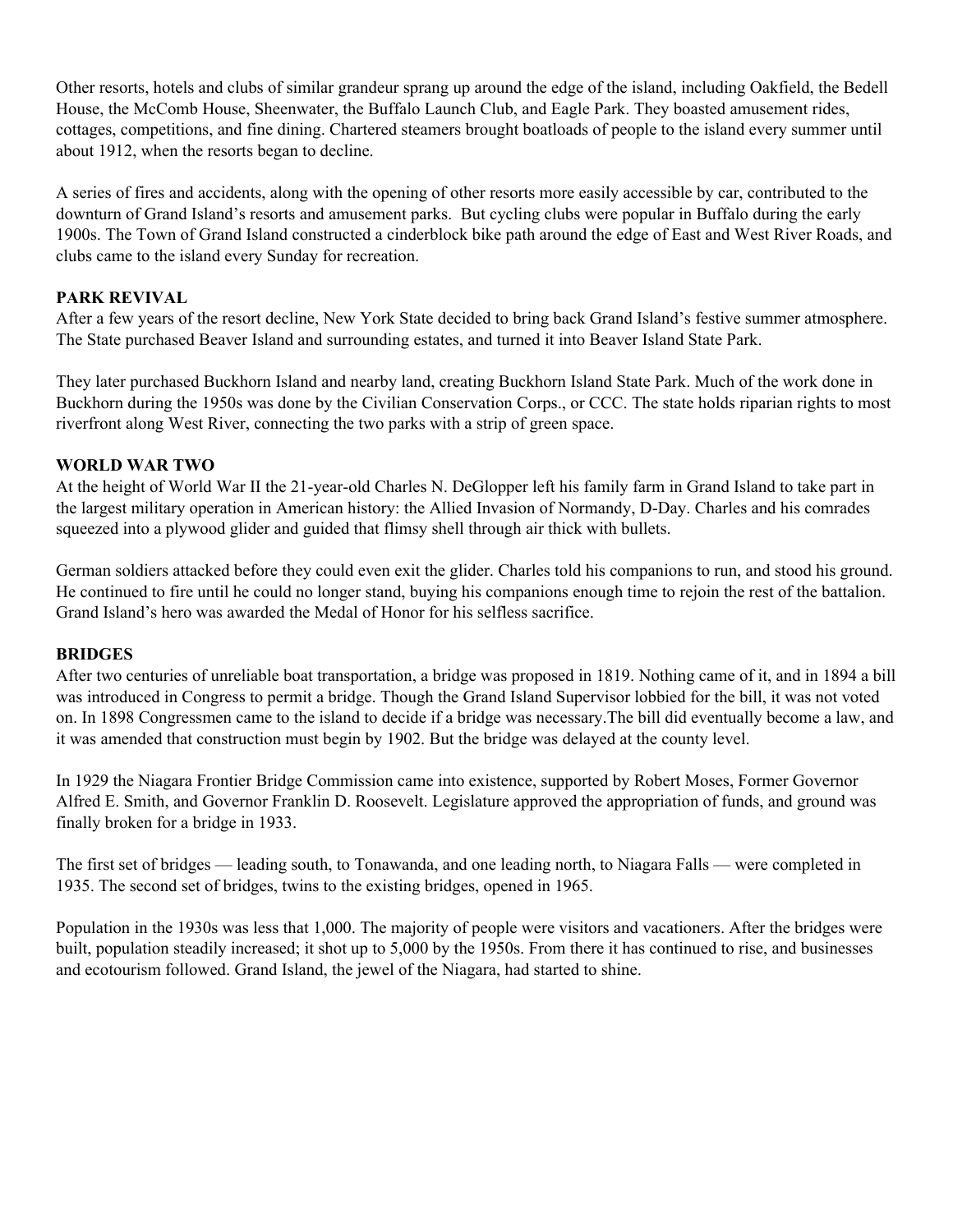Other resorts, hotels and clubs of similar grandeur sprang up around the edge of the island, including Oakfield, the Bedell House, the McComb House, Sheenwater, the Buffalo Launch Club, and Eagle Park. They boasted amusement rides, cottages, competitions, and fine dining. Chartered steamers brought boatloads of people to the island every summer until about 1912, when the resorts began to decline.

A series of fires and accidents, along with the opening of other resorts more easily accessible by car, contributed to the downturn of Grand Island's resorts and amusement parks. But cycling clubs were popular in Buffalo during the early 1900s. The Town of Grand Island constructed a cinderblock bike path around the edge of East and West River Roads, and clubs came to the island every Sunday for recreation.

**PARK REVIVAL**

After a few years of the resort decline, New York State decided to bring back Grand Island's festive summer atmosphere. The State purchased Beaver Island and surrounding estates, and turned it into Beaver Island State Park.

They later purchased Buckhorn Island and nearby land, creating Buckhorn Island State Park. Much of the work done in Buckhorn during the 1950s was done by the Civilian Conservation Corps., or CCC. The state holds riparian rights to most riverfront along West River, connecting the two parks with a strip of green space.

**WORLD WAR TWO**

At the height of World War II the 21-year-old Charles N. DeGlopper left his family farm in Grand Island to take part in the largest military operation in American history: the Allied Invasion of Normandy, D-Day. Charles and his comrades squeezed into a plywood glider and guided that flimsy shell through air thick with bullets.

German soldiers attacked before they could even exit the glider. Charles told his companions to run, and stood his ground. He continued to fire until he could no longer stand, buying his companions enough time to rejoin the rest of the battalion. Grand Island's hero was awarded the Medal of Honor for his selfless sacrifice.

**BRIDGES**

After two centuries of unreliable boat transportation, a bridge was proposed in 1819. Nothing came of it, and in 1894 a bill was introduced in Congress to permit a bridge. Though the Grand Island Supervisor lobbied for the bill, it was not voted on. In 1898 Congressmen came to the island to decide if a bridge was necessary.The bill did eventually become a law, and it was amended that construction must begin by 1902. But the bridge was delayed at the county level.

In 1929 the Niagara Frontier Bridge Commission came into existence, supported by Robert Moses, Former Governor Alfred E. Smith, and Governor Franklin D. Roosevelt. Legislature approved the appropriation of funds, and ground was finally broken for a bridge in 1933.

The first set of bridges — leading south, to Tonawanda, and one leading north, to Niagara Falls — were completed in 1935. The second set of bridges, twins to the existing bridges, opened in 1965.

Population in the 1930s was less that 1,000. The majority of people were visitors and vacationers. After the bridges were built, population steadily increased; it shot up to 5,000 by the 1950s. From there it has continued to rise, and businesses and ecotourism followed. Grand Island, the jewel of the Niagara, had started to shine.